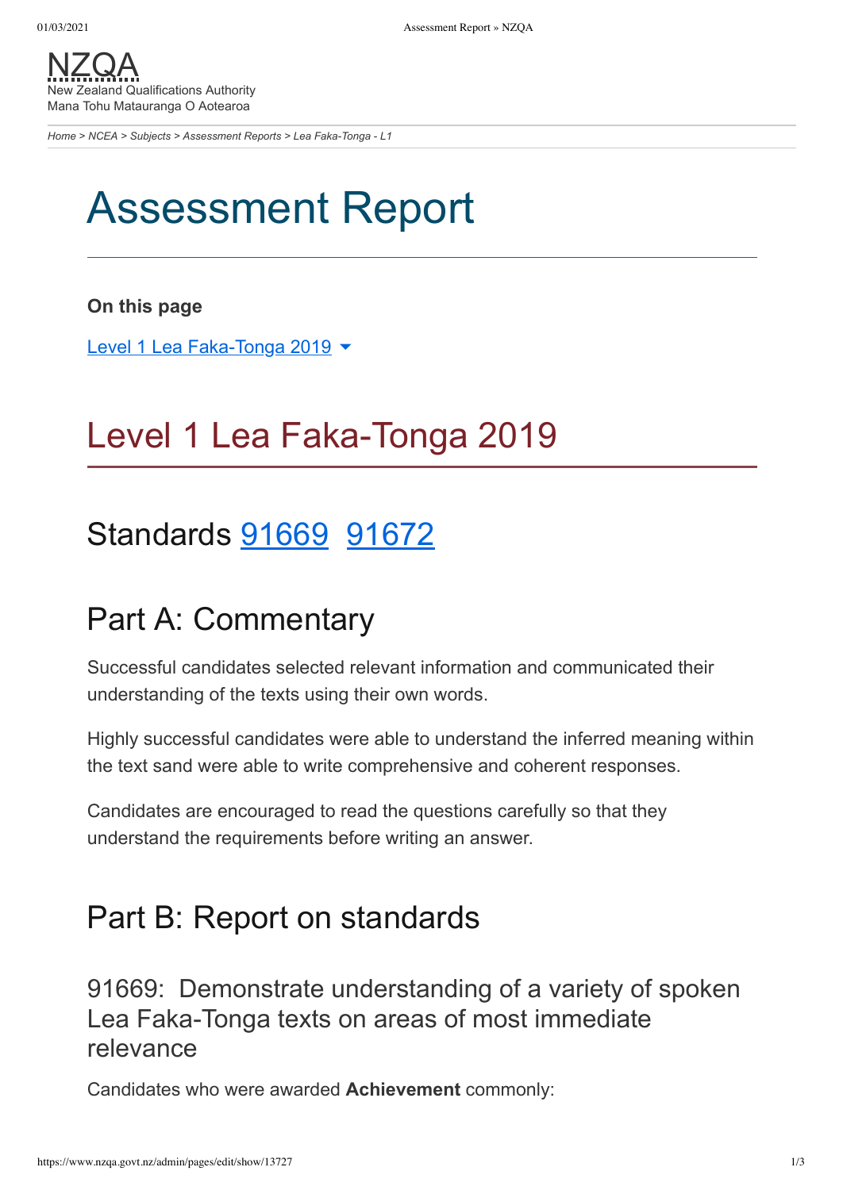NZQA
New Zealand Qualifications Authority
Mana Tohu Matauranga O Aotearoa

*Home > NCEA > Subjects > Assessment Reports > Lea Faka-Tonga - L1*

# Assessment Report

**On this page**

Level 1 Lea Faka-Tonga 2019

## Level 1 Lea Faka-Tonga 2019

## Standards 91669 91672

## Part A: Commentary

Successful candidates selected relevant information and communicated their understanding of the texts using their own words.

Highly successful candidates were able to understand the inferred meaning within the text sand were able to write comprehensive and coherent responses.

Candidates are encouraged to read the questions carefully so that they understand the requirements before writing an answer.

## Part B: Report on standards

### 91669: Demonstrate understanding of a variety of spoken Lea Faka-Tonga texts on areas of most immediate relevance

Candidates who were awarded **Achievement** commonly: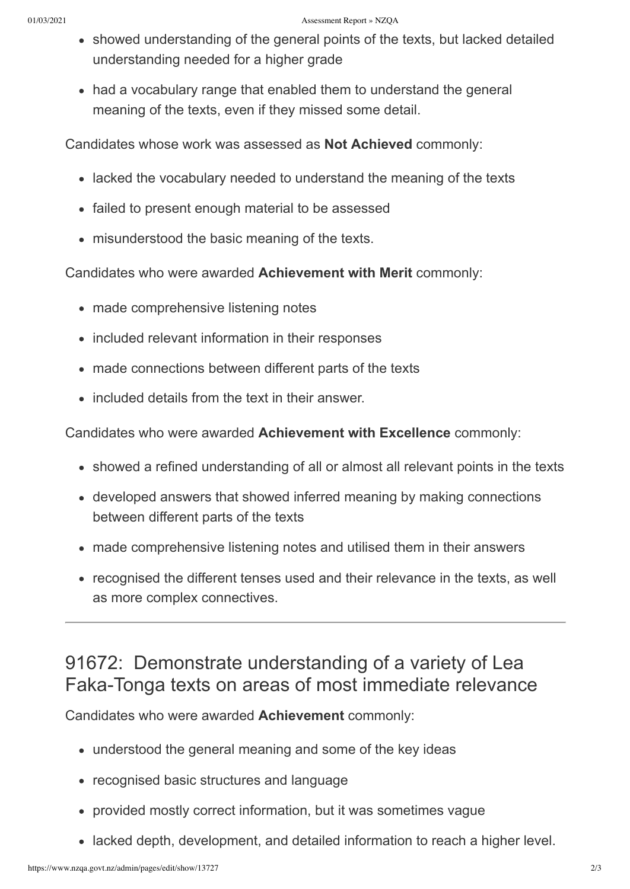- showed understanding of the general points of the texts, but lacked detailed understanding needed for a higher grade
- had a vocabulary range that enabled them to understand the general meaning of the texts, even if they missed some detail.

Candidates whose work was assessed as **Not Achieved** commonly:

- lacked the vocabulary needed to understand the meaning of the texts
- failed to present enough material to be assessed
- misunderstood the basic meaning of the texts.

Candidates who were awarded **Achievement with Merit** commonly:

- made comprehensive listening notes
- included relevant information in their responses
- made connections between different parts of the texts
- included details from the text in their answer.

Candidates who were awarded **Achievement with Excellence** commonly:

- showed a refined understanding of all or almost all relevant points in the texts
- developed answers that showed inferred meaning by making connections between different parts of the texts
- made comprehensive listening notes and utilised them in their answers
- recognised the different tenses used and their relevance in the texts, as well as more complex connectives.

---

## 91672: Demonstrate understanding of a variety of Lea Faka-Tonga texts on areas of most immediate relevance

Candidates who were awarded **Achievement** commonly:

- understood the general meaning and some of the key ideas
- recognised basic structures and language
- provided mostly correct information, but it was sometimes vague
- lacked depth, development, and detailed information to reach a higher level.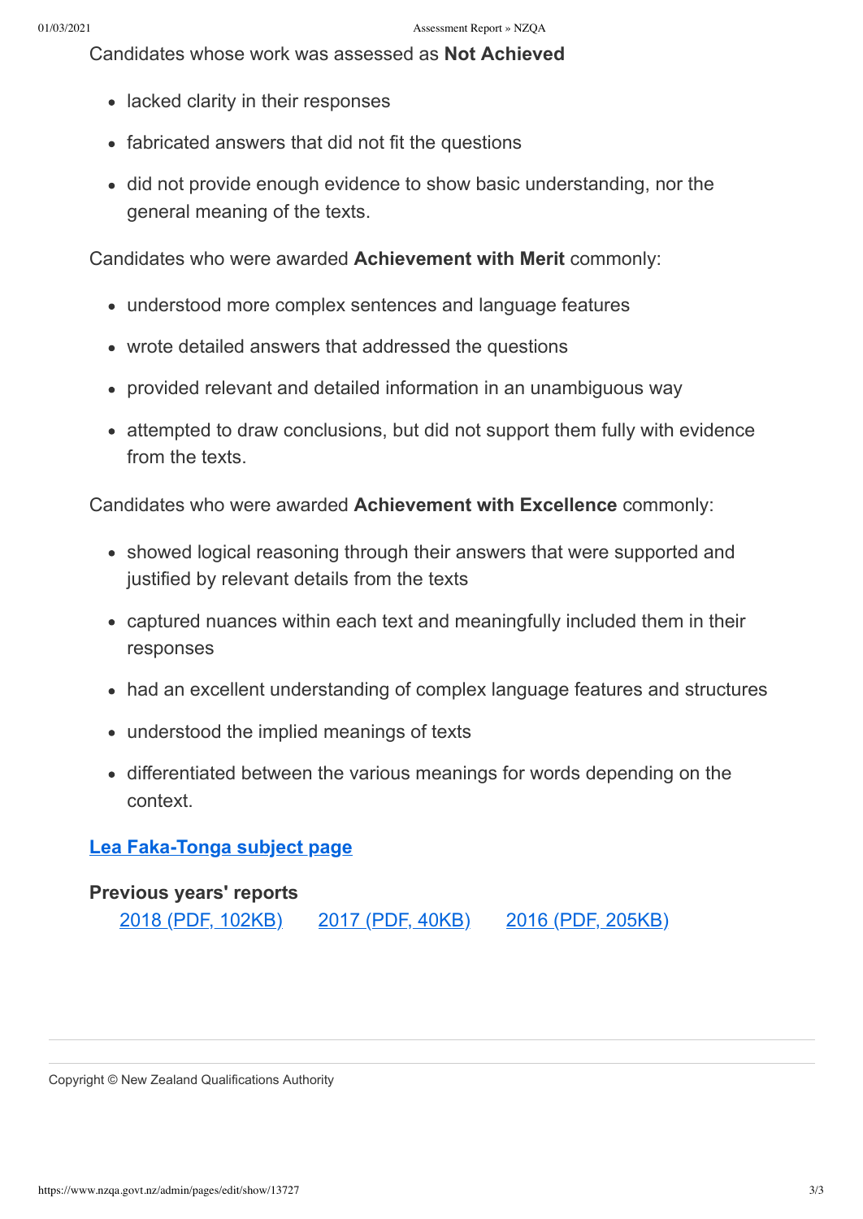Candidates whose work was assessed as **Not Achieved**

- lacked clarity in their responses
- fabricated answers that did not fit the questions
- did not provide enough evidence to show basic understanding, nor the general meaning of the texts.

Candidates who were awarded **Achievement with Merit** commonly:

- understood more complex sentences and language features
- wrote detailed answers that addressed the questions
- provided relevant and detailed information in an unambiguous way
- attempted to draw conclusions, but did not support them fully with evidence from the texts.

Candidates who were awarded **Achievement with Excellence** commonly:

- showed logical reasoning through their answers that were supported and justified by relevant details from the texts
- captured nuances within each text and meaningfully included them in their responses
- had an excellent understanding of complex language features and structures
- understood the implied meanings of texts
- differentiated between the various meanings for words depending on the context.

**Lea Faka-Tonga subject page**

**Previous years' reports**

2018 (PDF, 102KB) 2017 (PDF, 40KB) 2016 (PDF, 205KB)

Copyright © New Zealand Qualifications Authority